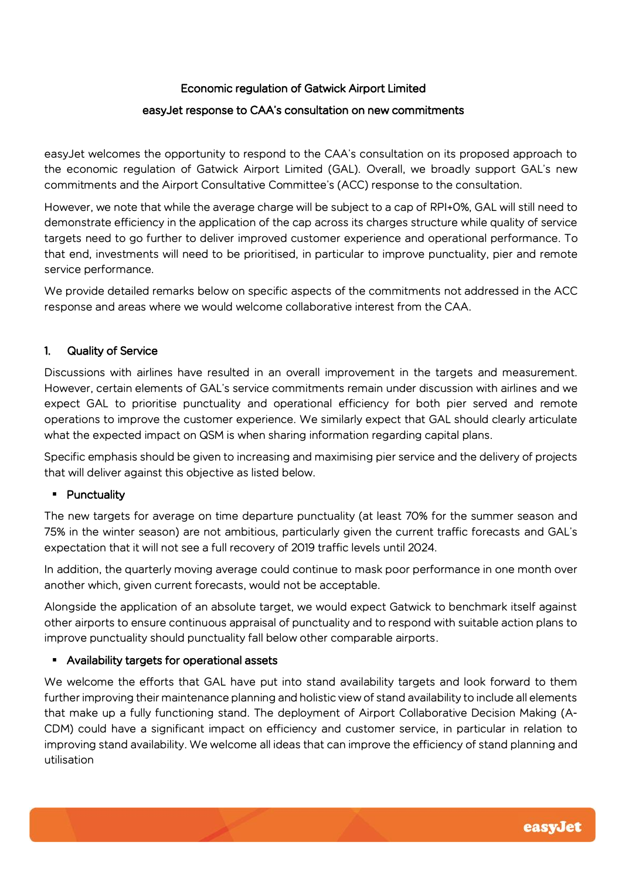# Economic regulation of Gatwick Airport Limited

## easyJet response to CAA's consultation on new commitments

easyJet welcomes the opportunity to respond to the CAA's consultation on its proposed approach to the economic regulation of Gatwick Airport Limited (GAL). Overall, we broadly support GAL's new commitments and the Airport Consultative Committee's (ACC) response to the consultation.

However, we note that while the average charge will be subject to a cap of RPI+0%, GAL will still need to demonstrate efficiency in the application of the cap across its charges structure while quality of service targets need to go further to deliver improved customer experience and operational performance. To that end, investments will need to be prioritised, in particular to improve punctuality, pier and remote service performance.

We provide detailed remarks below on specific aspects of the commitments not addressed in the ACC response and areas where we would welcome collaborative interest from the CAA.

### 1. Quality of Service

Discussions with airlines have resulted in an overall improvement in the targets and measurement. However, certain elements of GAL's service commitments remain under discussion with airlines and we expect GAL to prioritise punctuality and operational efficiency for both pier served and remote operations to improve the customer experience. We similarly expect that GAL should clearly articulate what the expected impact on QSM is when sharing information regarding capital plans.

Specific emphasis should be given to increasing and maximising pier service and the delivery of projects that will deliver against this objective as listed below.

- Punctuality

The new targets for average on time departure punctuality (at least 70% for the summer season and 75% in the winter season) are not ambitious, particularly given the current traffic forecasts and GAL's expectation that it will not see a full recovery of 2019 traffic levels until 2024.

In addition, the quarterly moving average could continue to mask poor performance in one month over another which, given current forecasts, would not be acceptable.

Alongside the application of an absolute target, we would expect Gatwick to benchmark itself against other airports to ensure continuous appraisal of punctuality and to respond with suitable action plans to improve punctuality should punctuality fall below other comparable airports.

- Availability targets for operational assets

We welcome the efforts that GAL have put into stand availability targets and look forward to them further improving their maintenance planning and holistic view of stand availability to include all elements that make up a fully functioning stand. The deployment of Airport Collaborative Decision Making (A-CDM) could have a significant impact on efficiency and customer service, in particular in relation to improving stand availability. We welcome all ideas that can improve the efficiency of stand planning and utilisation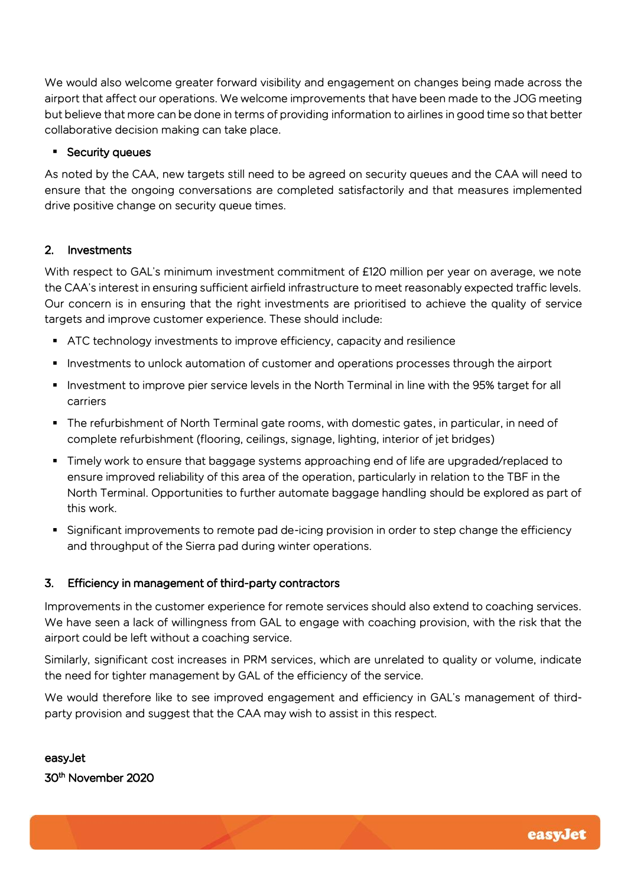We would also welcome greater forward visibility and engagement on changes being made across the airport that affect our operations. We welcome improvements that have been made to the JOG meeting but believe that more can be done in terms of providing information to airlines in good time so that better collaborative decision making can take place.

- Security queues

As noted by the CAA, new targets still need to be agreed on security queues and the CAA will need to ensure that the ongoing conversations are completed satisfactorily and that measures implemented drive positive change on security queue times.

## 2. Investments

With respect to GAL's minimum investment commitment of £120 million per year on average, we note the CAA's interest in ensuring sufficient airfield infrastructure to meet reasonably expected traffic levels. Our concern is in ensuring that the right investments are prioritised to achieve the quality of service targets and improve customer experience. These should include:

- ATC technology investments to improve efficiency, capacity and resilience
- Investments to unlock automation of customer and operations processes through the airport
- Investment to improve pier service levels in the North Terminal in line with the 95% target for all carriers
- The refurbishment of North Terminal gate rooms, with domestic gates, in particular, in need of complete refurbishment (flooring, ceilings, signage, lighting, interior of jet bridges)
- Timely work to ensure that baggage systems approaching end of life are upgraded/replaced to ensure improved reliability of this area of the operation, particularly in relation to the TBF in the North Terminal. Opportunities to further automate baggage handling should be explored as part of this work.
- Significant improvements to remote pad de-icing provision in order to step change the efficiency and throughput of the Sierra pad during winter operations.

## 3. Efficiency in management of third-party contractors

Improvements in the customer experience for remote services should also extend to coaching services. We have seen a lack of willingness from GAL to engage with coaching provision, with the risk that the airport could be left without a coaching service.

Similarly, significant cost increases in PRM services, which are unrelated to quality or volume, indicate the need for tighter management by GAL of the efficiency of the service.

We would therefore like to see improved engagement and efficiency in GAL's management of third-party provision and suggest that the CAA may wish to assist in this respect.

easyJet

30th November 2020